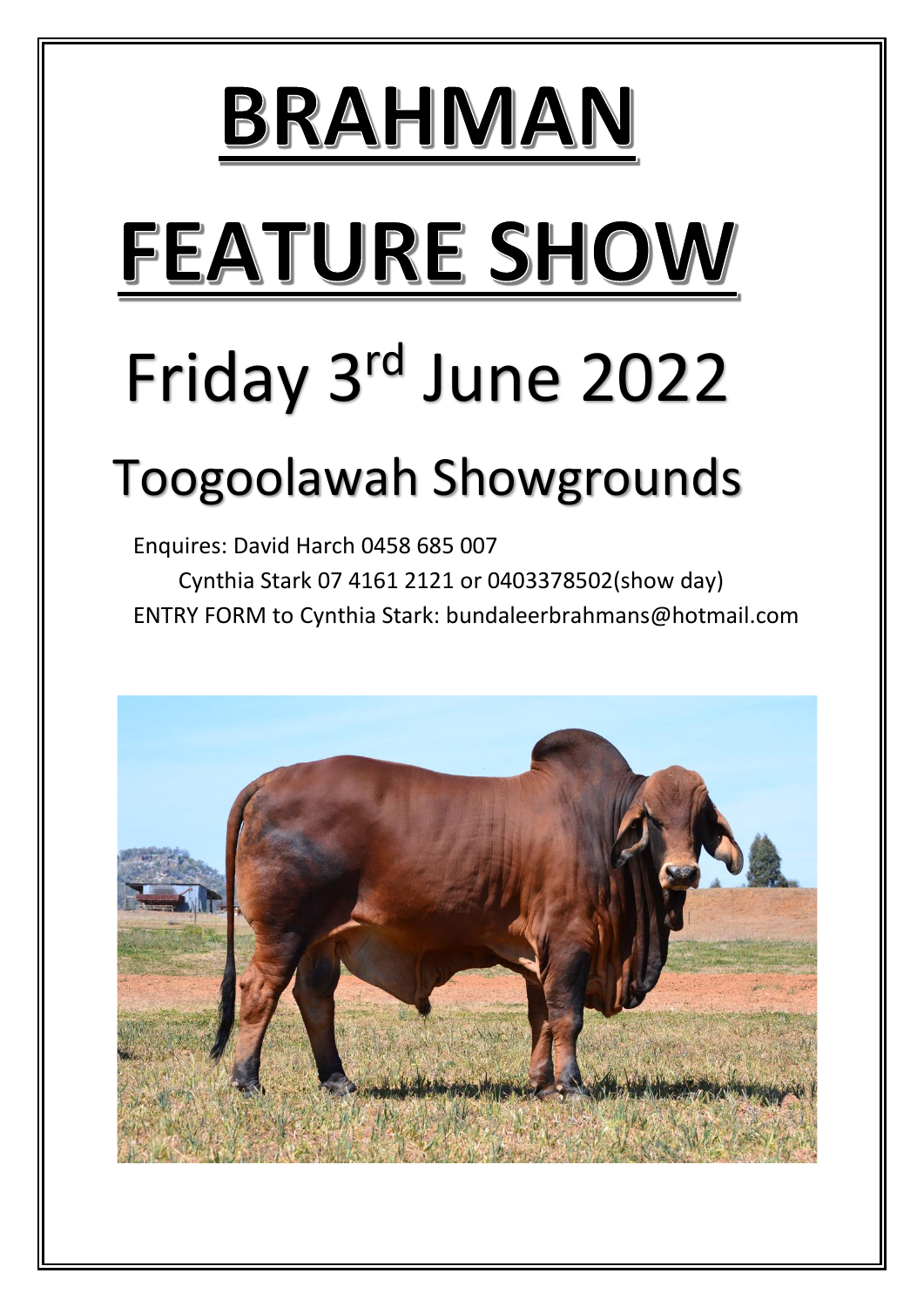# BRAHMAN

# FEATURE SHOW

## Friday 3rd June 2022

## Toogoolawah Showgrounds

Enquires: David Harch 0458 685 007

Cynthia Stark 07 4161 2121 or 0403378502(show day)

ENTRY FORM to Cynthia Stark: bundaleerbrahmans@hotmail.com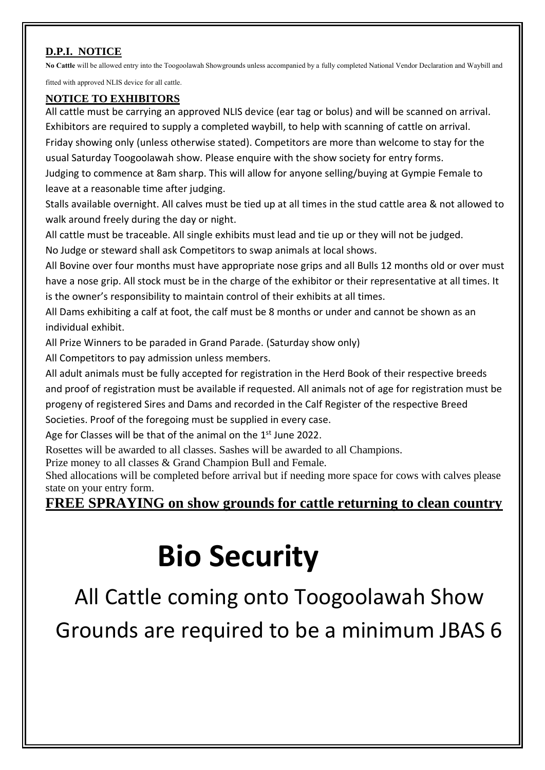## D.P.I. NOTICE

**No Cattle** will be allowed entry into the Toogoolawah Showgrounds unless accompanied by a fully completed National Vendor Declaration and Waybill and fitted with approved NLIS device for all cattle.

## NOTICE TO EXHIBITORS

All cattle must be carrying an approved NLIS device (ear tag or bolus) and will be scanned on arrival.

Exhibitors are required to supply a completed waybill, to help with scanning of cattle on arrival.

Friday showing only (unless otherwise stated). Competitors are more than welcome to stay for the usual Saturday Toogoolawah show. Please enquire with the show society for entry forms.

Judging to commence at 8am sharp. This will allow for anyone selling/buying at Gympie Female to leave at a reasonable time after judging.

Stalls available overnight. All calves must be tied up at all times in the stud cattle area & not allowed to walk around freely during the day or night.

All cattle must be traceable. All single exhibits must lead and tie up or they will not be judged.

No Judge or steward shall ask Competitors to swap animals at local shows.

All Bovine over four months must have appropriate nose grips and all Bulls 12 months old or over must have a nose grip. All stock must be in the charge of the exhibitor or their representative at all times. It is the owner's responsibility to maintain control of their exhibits at all times.

All Dams exhibiting a calf at foot, the calf must be 8 months or under and cannot be shown as an individual exhibit.

All Prize Winners to be paraded in Grand Parade. (Saturday show only)

All Competitors to pay admission unless members.

All adult animals must be fully accepted for registration in the Herd Book of their respective breeds and proof of registration must be available if requested. All animals not of age for registration must be progeny of registered Sires and Dams and recorded in the Calf Register of the respective Breed Societies. Proof of the foregoing must be supplied in every case.

Age for Classes will be that of the animal on the 1st June 2022.

Rosettes will be awarded to all classes. Sashes will be awarded to all Champions.

Prize money to all classes & Grand Champion Bull and Female.

Shed allocations will be completed before arrival but if needing more space for cows with calves please state on your entry form.

**FREE SPRAYING on show grounds for cattle returning to clean country**

# Bio Security

## All Cattle coming onto Toogoolawah Show Grounds are required to be a minimum JBAS 6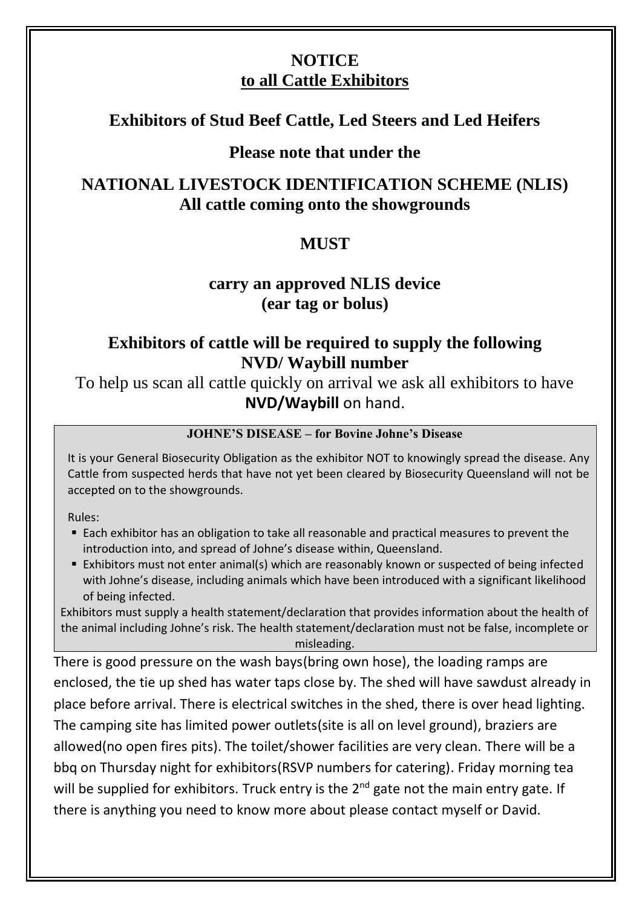# NOTICE

## to all Cattle Exhibitors

### Exhibitors of Stud Beef Cattle, Led Steers and Led Heifers

**Please note that under the**

**NATIONAL LIVESTOCK IDENTIFICATION SCHEME (NLIS)**
**All cattle coming onto the showgrounds**

**MUST**

**carry an approved NLIS device**
**(ear tag or bolus)**

**Exhibitors of cattle will be required to supply the following NVD/ Waybill number**

To help us scan all cattle quickly on arrival we ask all exhibitors to have **NVD/Waybill** on hand.

**JOHNE'S DISEASE – for Bovine Johne's Disease**

It is your General Biosecurity Obligation as the exhibitor NOT to knowingly spread the disease. Any Cattle from suspected herds that have not yet been cleared by Biosecurity Queensland will not be accepted on to the showgrounds.

Rules:

- Each exhibitor has an obligation to take all reasonable and practical measures to prevent the introduction into, and spread of Johne's disease within, Queensland.
- Exhibitors must not enter animal(s) which are reasonably known or suspected of being infected with Johne's disease, including animals which have been introduced with a significant likelihood of being infected.

Exhibitors must supply a health statement/declaration that provides information about the health of the animal including Johne's risk. The health statement/declaration must not be false, incomplete or misleading.

There is good pressure on the wash bays(bring own hose), the loading ramps are enclosed, the tie up shed has water taps close by. The shed will have sawdust already in place before arrival. There is electrical switches in the shed, there is over head lighting. The camping site has limited power outlets(site is all on level ground), braziers are allowed(no open fires pits). The toilet/shower facilities are very clean. There will be a bbq on Thursday night for exhibitors(RSVP numbers for catering). Friday morning tea will be supplied for exhibitors. Truck entry is the 2nd gate not the main entry gate. If there is anything you need to know more about please contact myself or David.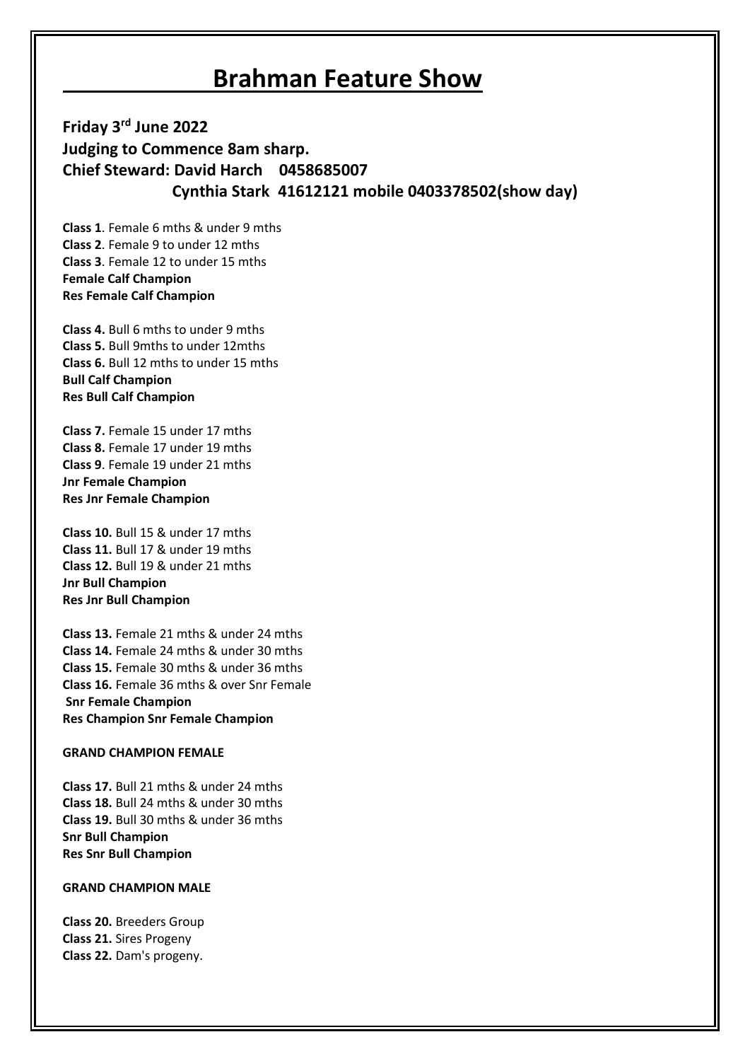# Brahman Feature Show

**Friday 3rd June 2022**
**Judging to Commence 8am sharp.**
**Chief Steward: David Harch 0458685007**
**Cynthia Stark 41612121 mobile 0403378502(show day)**

**Class 1**. Female 6 mths & under 9 mths
**Class 2**. Female 9 to under 12 mths
**Class 3**. Female 12 to under 15 mths
**Female Calf Champion**
**Res Female Calf Champion**

**Class 4.** Bull 6 mths to under 9 mths
**Class 5.** Bull 9mths to under 12mths
**Class 6.** Bull 12 mths to under 15 mths
**Bull Calf Champion**
**Res Bull Calf Champion**

**Class 7.** Female 15 under 17 mths
**Class 8.** Female 17 under 19 mths
**Class 9**. Female 19 under 21 mths
**Jnr Female Champion**
**Res Jnr Female Champion**

**Class 10.** Bull 15 & under 17 mths
**Class 11.** Bull 17 & under 19 mths
**Class 12.** Bull 19 & under 21 mths
**Jnr Bull Champion**
**Res Jnr Bull Champion**

**Class 13.** Female 21 mths & under 24 mths
**Class 14.** Female 24 mths & under 30 mths
**Class 15.** Female 30 mths & under 36 mths
**Class 16.** Female 36 mths & over Snr Female
**Snr Female Champion**
**Res Champion Snr Female Champion**

**GRAND CHAMPION FEMALE**

**Class 17.** Bull 21 mths & under 24 mths
**Class 18.** Bull 24 mths & under 30 mths
**Class 19.** Bull 30 mths & under 36 mths
**Snr Bull Champion**
**Res Snr Bull Champion**

**GRAND CHAMPION MALE**

**Class 20.** Breeders Group
**Class 21.** Sires Progeny
**Class 22.** Dam's progeny.